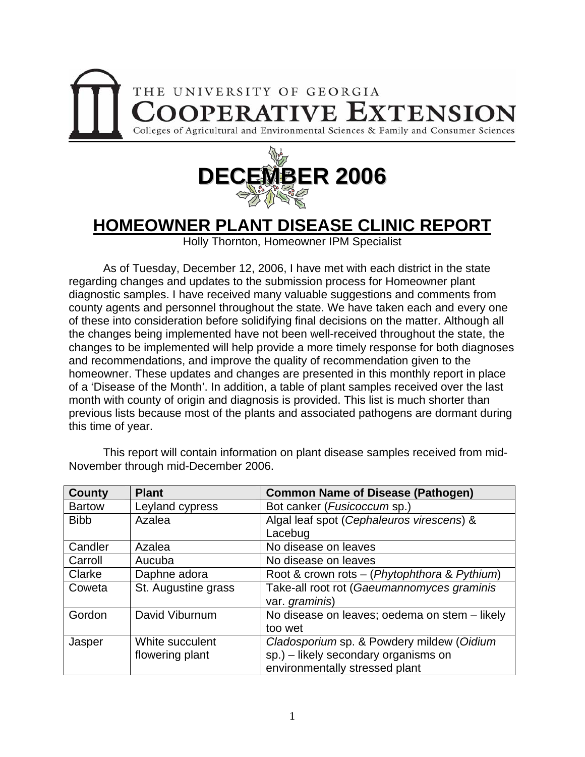THE UNIVERSITY OF GEORGIA

**COOPERATIVE EXTENSION**

Colleges of Agricultural and Environmental Sciences & Family and Consumer Sciences

# DECEMBER 2006

# HOMEOWNER PLANT DISEASE CLINIC REPORT

Holly Thornton, Homeowner IPM Specialist

As of Tuesday, December 12, 2006, I have met with each district in the state regarding changes and updates to the submission process for Homeowner plant diagnostic samples. I have received many valuable suggestions and comments from county agents and personnel throughout the state. We have taken each and every one of these into consideration before solidifying final decisions on the matter. Although all the changes being implemented have not been well-received throughout the state, the changes to be implemented will help provide a more timely response for both diagnoses and recommendations, and improve the quality of recommendation given to the homeowner. These updates and changes are presented in this monthly report in place of a 'Disease of the Month'. In addition, a table of plant samples received over the last month with county of origin and diagnosis is provided. This list is much shorter than previous lists because most of the plants and associated pathogens are dormant during this time of year.

This report will contain information on plant disease samples received from mid-November through mid-December 2006.

| County | Plant | Common Name of Disease (Pathogen) |
|---|---|---|
| Bartow | Leyland cypress | Bot canker (*Fusicoccum* sp.) |
| Bibb | Azalea | Algal leaf spot (*Cephaleuros virescens*) & Lacebug |
| Candler | Azalea | No disease on leaves |
| Carroll | Aucuba | No disease on leaves |
| Clarke | Daphne adora | Root & crown rots – (*Phytophthora* & *Pythium*) |
| Coweta | St. Augustine grass | Take-all root rot (*Gaeumannomyces graminis* var. *graminis*) |
| Gordon | David Viburnum | No disease on leaves; oedema on stem – likely too wet |
| Jasper | White succulent flowering plant | *Cladosporium* sp. & Powdery mildew (*Oidium* sp.) – likely secondary organisms on environmentally stressed plant |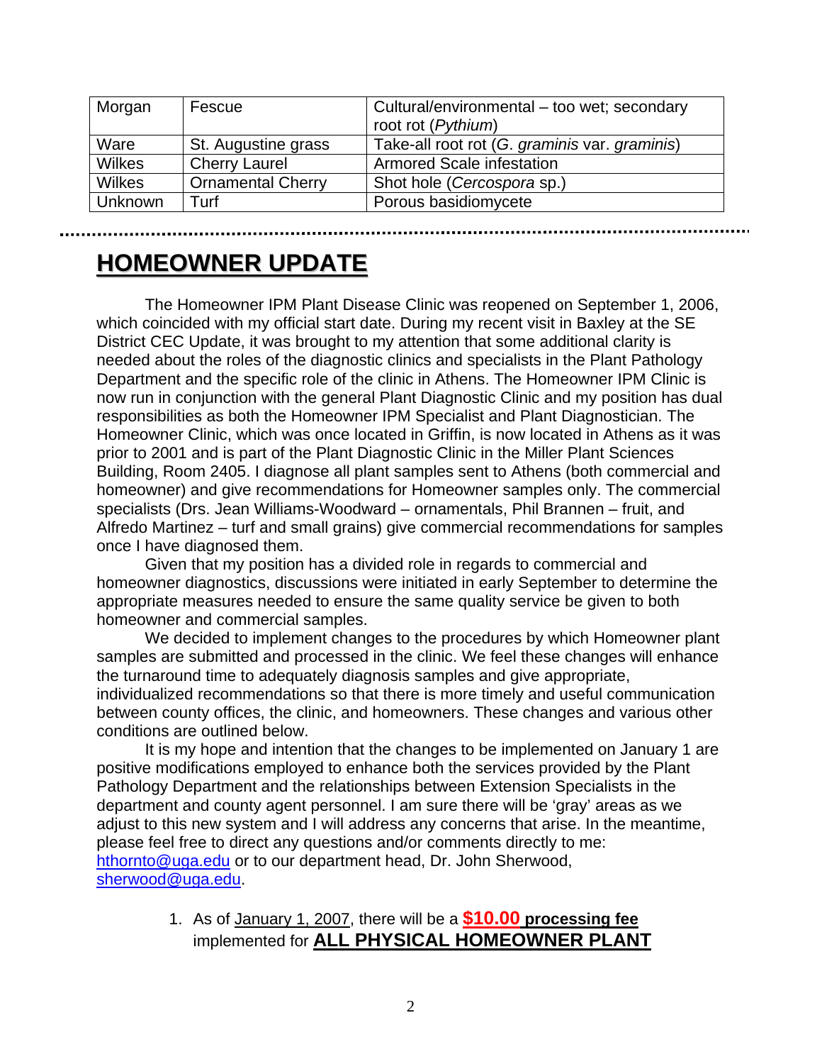| Morgan | Fescue | Cultural/environmental – too wet; secondary root rot (*Pythium*) |
|---|---|---|
| Ware | St. Augustine grass | Take-all root rot (*G. graminis* var. *graminis*) |
| Wilkes | Cherry Laurel | Armored Scale infestation |
| Wilkes | Ornamental Cherry | Shot hole (*Cercospora* sp.) |
| Unknown | Turf | Porous basidiomycete |

# HOMEOWNER UPDATE

The Homeowner IPM Plant Disease Clinic was reopened on September 1, 2006, which coincided with my official start date. During my recent visit in Baxley at the SE District CEC Update, it was brought to my attention that some additional clarity is needed about the roles of the diagnostic clinics and specialists in the Plant Pathology Department and the specific role of the clinic in Athens. The Homeowner IPM Clinic is now run in conjunction with the general Plant Diagnostic Clinic and my position has dual responsibilities as both the Homeowner IPM Specialist and Plant Diagnostician. The Homeowner Clinic, which was once located in Griffin, is now located in Athens as it was prior to 2001 and is part of the Plant Diagnostic Clinic in the Miller Plant Sciences Building, Room 2405. I diagnose all plant samples sent to Athens (both commercial and homeowner) and give recommendations for Homeowner samples only. The commercial specialists (Drs. Jean Williams-Woodward – ornamentals, Phil Brannen – fruit, and Alfredo Martinez – turf and small grains) give commercial recommendations for samples once I have diagnosed them.

Given that my position has a divided role in regards to commercial and homeowner diagnostics, discussions were initiated in early September to determine the appropriate measures needed to ensure the same quality service be given to both homeowner and commercial samples.

We decided to implement changes to the procedures by which Homeowner plant samples are submitted and processed in the clinic. We feel these changes will enhance the turnaround time to adequately diagnosis samples and give appropriate, individualized recommendations so that there is more timely and useful communication between county offices, the clinic, and homeowners. These changes and various other conditions are outlined below.

It is my hope and intention that the changes to be implemented on January 1 are positive modifications employed to enhance both the services provided by the Plant Pathology Department and the relationships between Extension Specialists in the department and county agent personnel. I am sure there will be 'gray' areas as we adjust to this new system and I will address any concerns that arise. In the meantime, please feel free to direct any questions and/or comments directly to me: hthornto@uga.edu or to our department head, Dr. John Sherwood, sherwood@uga.edu.

1. As of January 1, 2007, there will be a **$10.00 processing fee** implemented for **ALL PHYSICAL HOMEOWNER PLANT**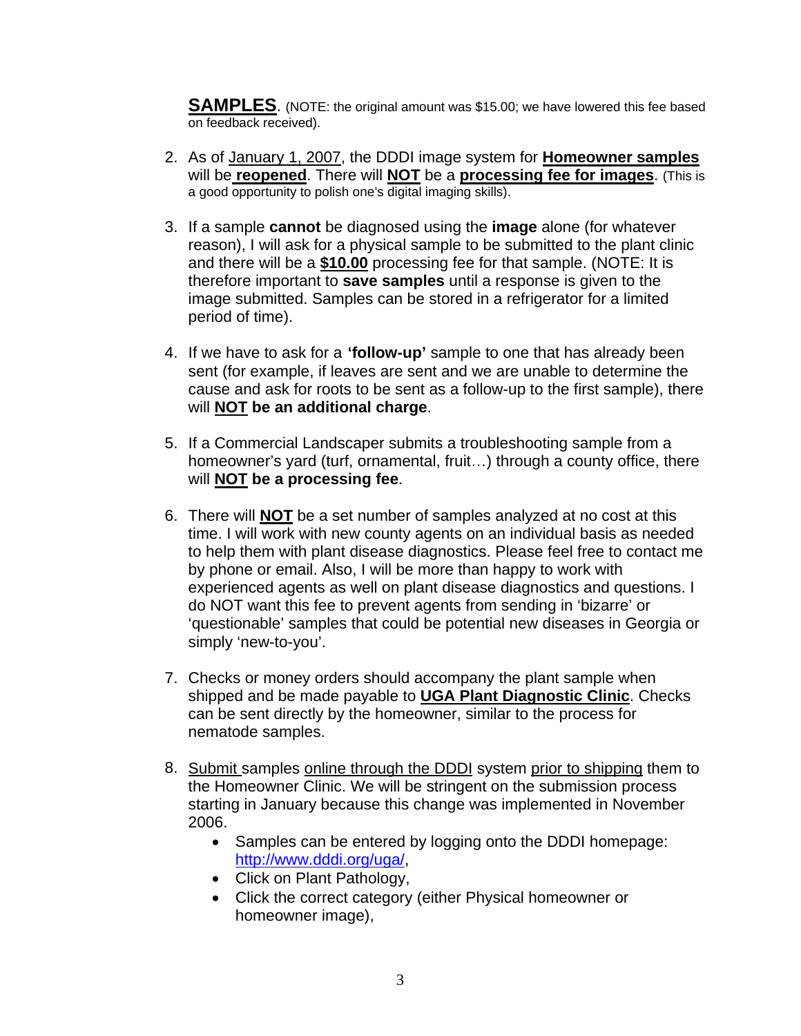**SAMPLES**. (NOTE: the original amount was $15.00; we have lowered this fee based on feedback received).

2. As of January 1, 2007, the DDDI image system for **Homeowner samples** will be **reopened**. There will **NOT** be a **processing fee for images**. (This is a good opportunity to polish one's digital imaging skills).

3. If a sample **cannot** be diagnosed using the **image** alone (for whatever reason), I will ask for a physical sample to be submitted to the plant clinic and there will be a **$10.00** processing fee for that sample. (NOTE: It is therefore important to **save samples** until a response is given to the image submitted. Samples can be stored in a refrigerator for a limited period of time).

4. If we have to ask for a **'follow-up'** sample to one that has already been sent (for example, if leaves are sent and we are unable to determine the cause and ask for roots to be sent as a follow-up to the first sample), there will **NOT be an additional charge**.

5. If a Commercial Landscaper submits a troubleshooting sample from a homeowner's yard (turf, ornamental, fruit…) through a county office, there will **NOT be a processing fee**.

6. There will **NOT** be a set number of samples analyzed at no cost at this time. I will work with new county agents on an individual basis as needed to help them with plant disease diagnostics. Please feel free to contact me by phone or email. Also, I will be more than happy to work with experienced agents as well on plant disease diagnostics and questions. I do NOT want this fee to prevent agents from sending in 'bizarre' or 'questionable' samples that could be potential new diseases in Georgia or simply 'new-to-you'.

7. Checks or money orders should accompany the plant sample when shipped and be made payable to **UGA Plant Diagnostic Clinic**. Checks can be sent directly by the homeowner, similar to the process for nematode samples.

8. Submit samples online through the DDDI system prior to shipping them to the Homeowner Clinic. We will be stringent on the submission process starting in January because this change was implemented in November 2006.
    - Samples can be entered by logging onto the DDDI homepage: http://www.dddi.org/uga/,
    - Click on Plant Pathology,
    - Click the correct category (either Physical homeowner or homeowner image),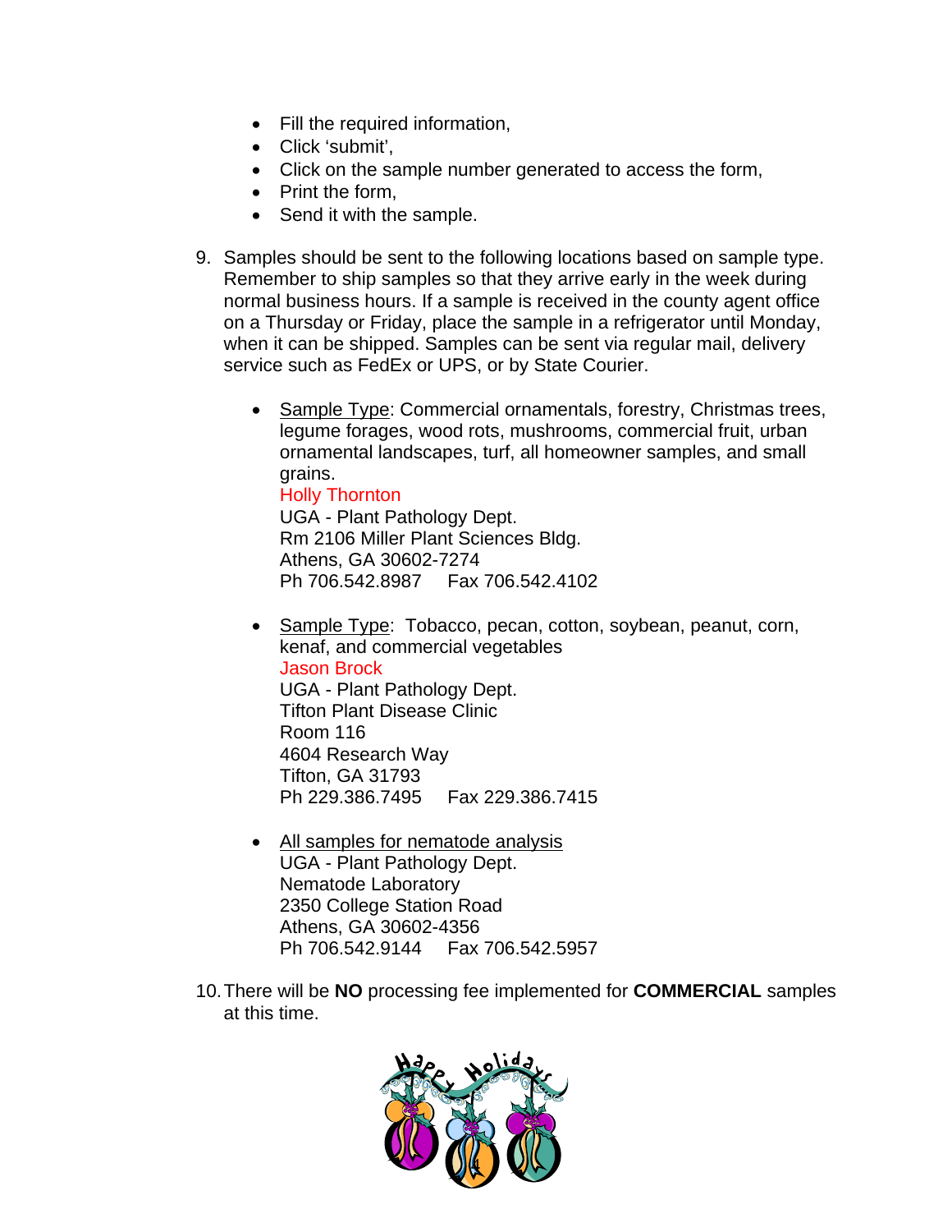- Fill the required information,
- Click 'submit',
- Click on the sample number generated to access the form,
- Print the form,
- Send it with the sample.

9. Samples should be sent to the following locations based on sample type. Remember to ship samples so that they arrive early in the week during normal business hours. If a sample is received in the county agent office on a Thursday or Friday, place the sample in a refrigerator until Monday, when it can be shipped. Samples can be sent via regular mail, delivery service such as FedEx or UPS, or by State Courier.

   - <u>Sample Type</u>: Commercial ornamentals, forestry, Christmas trees, legume forages, wood rots, mushrooms, commercial fruit, urban ornamental landscapes, turf, all homeowner samples, and small grains.
     Holly Thornton
     UGA - Plant Pathology Dept.
     Rm 2106 Miller Plant Sciences Bldg.
     Athens, GA 30602-7274
     Ph 706.542.8987 Fax 706.542.4102

   - <u>Sample Type</u>: Tobacco, pecan, cotton, soybean, peanut, corn, kenaf, and commercial vegetables
     Jason Brock
     UGA - Plant Pathology Dept.
     Tifton Plant Disease Clinic
     Room 116
     4604 Research Way
     Tifton, GA 31793
     Ph 229.386.7495 Fax 229.386.7415

   - <u>All samples for nematode analysis</u>
     UGA - Plant Pathology Dept.
     Nematode Laboratory
     2350 College Station Road
     Athens, GA 30602-4356
     Ph 706.542.9144 Fax 706.542.5957

10. There will be **NO** processing fee implemented for **COMMERCIAL** samples at this time.